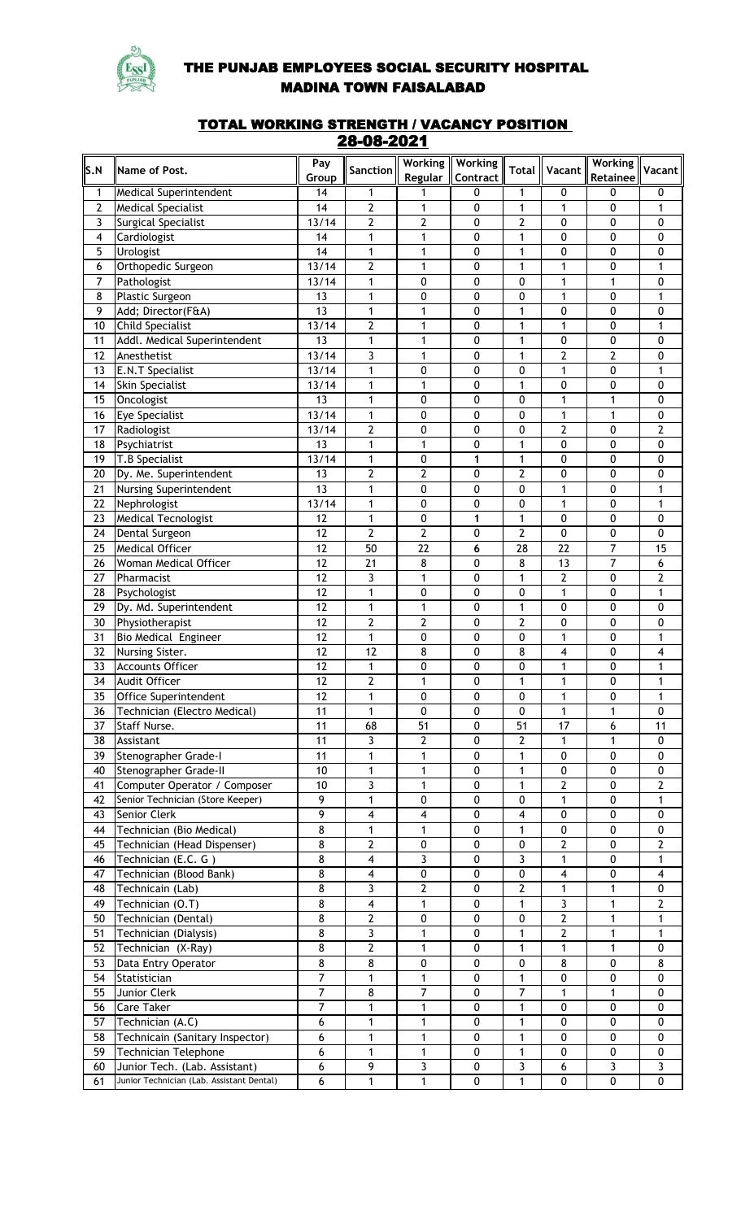# THE PUNJAB EMPLOYEES SOCIAL SECURITY HOSPITAL
## MADINA TOWN FAISALABAD

### TOTAL WORKING STRENGTH / VACANCY POSITION
### 28-08-2021

| S.N | Name of Post. | Pay Group | Sanction | Working Regular | Working Contract | Total | Vacant | Working Retainee | Vacant |
|---|---|---|---|---|---|---|---|---|---|
| 1 | Medical Superintendent | 14 | 1 | 1 | 0 | 1 | 0 | 0 | 0 |
| 2 | Medical Specialist | 14 | 2 | 1 | 0 | 1 | 1 | 0 | 1 |
| 3 | Surgical Specialist | 13/14 | 2 | 2 | 0 | 2 | 0 | 0 | 0 |
| 4 | Cardiologist | 14 | 1 | 1 | 0 | 1 | 0 | 0 | 0 |
| 5 | Urologist | 14 | 1 | 1 | 0 | 1 | 0 | 0 | 0 |
| 6 | Orthopedic Surgeon | 13/14 | 2 | 1 | 0 | 1 | 1 | 0 | 1 |
| 7 | Pathologist | 13/14 | 1 | 0 | 0 | 0 | 1 | 1 | 0 |
| 8 | Plastic Surgeon | 13 | 1 | 0 | 0 | 0 | 1 | 0 | 1 |
| 9 | Add; Director(F&A) | 13 | 1 | 1 | 0 | 1 | 0 | 0 | 0 |
| 10 | Child Specialist | 13/14 | 2 | 1 | 0 | 1 | 1 | 0 | 1 |
| 11 | Addl. Medical Superintendent | 13 | 1 | 1 | 0 | 1 | 0 | 0 | 0 |
| 12 | Anesthetist | 13/14 | 3 | 1 | 0 | 1 | 2 | 2 | 0 |
| 13 | E.N.T Specialist | 13/14 | 1 | 0 | 0 | 0 | 1 | 0 | 1 |
| 14 | Skin Specialist | 13/14 | 1 | 1 | 0 | 1 | 0 | 0 | 0 |
| 15 | Oncologist | 13 | 1 | 0 | 0 | 0 | 1 | 1 | 0 |
| 16 | Eye Specialist | 13/14 | 1 | 0 | 0 | 0 | 1 | 1 | 0 |
| 17 | Radiologist | 13/14 | 2 | 0 | 0 | 0 | 2 | 0 | 2 |
| 18 | Psychiatrist | 13 | 1 | 1 | 0 | 1 | 0 | 0 | 0 |
| 19 | T.B Specialist | 13/14 | 1 | 0 | 1 | 1 | 0 | 0 | 0 |
| 20 | Dy. Me. Superintendent | 13 | 2 | 2 | 0 | 2 | 0 | 0 | 0 |
| 21 | Nursing Superintendent | 13 | 1 | 0 | 0 | 0 | 1 | 0 | 1 |
| 22 | Nephrologist | 13/14 | 1 | 0 | 0 | 0 | 1 | 0 | 1 |
| 23 | Medical Tecnologist | 12 | 1 | 0 | 1 | 1 | 0 | 0 | 0 |
| 24 | Dental Surgeon | 12 | 2 | 2 | 0 | 2 | 0 | 0 | 0 |
| 25 | Medical Officer | 12 | 50 | 22 | 6 | 28 | 22 | 7 | 15 |
| 26 | Woman Medical Officer | 12 | 21 | 8 | 0 | 8 | 13 | 7 | 6 |
| 27 | Pharmacist | 12 | 3 | 1 | 0 | 1 | 2 | 0 | 2 |
| 28 | Psychologist | 12 | 1 | 0 | 0 | 0 | 1 | 0 | 1 |
| 29 | Dy. Md. Superintendent | 12 | 1 | 1 | 0 | 1 | 0 | 0 | 0 |
| 30 | Physiotherapist | 12 | 2 | 2 | 0 | 2 | 0 | 0 | 0 |
| 31 | Bio Medical Engineer | 12 | 1 | 0 | 0 | 0 | 1 | 0 | 1 |
| 32 | Nursing Sister. | 12 | 12 | 8 | 0 | 8 | 4 | 0 | 4 |
| 33 | Accounts Officer | 12 | 1 | 0 | 0 | 0 | 1 | 0 | 1 |
| 34 | Audit Officer | 12 | 2 | 1 | 0 | 1 | 1 | 0 | 1 |
| 35 | Office Superintendent | 12 | 1 | 0 | 0 | 0 | 1 | 0 | 1 |
| 36 | Technician (Electro Medical) | 11 | 1 | 0 | 0 | 0 | 1 | 1 | 0 |
| 37 | Staff Nurse. | 11 | 68 | 51 | 0 | 51 | 17 | 6 | 11 |
| 38 | Assistant | 11 | 3 | 2 | 0 | 2 | 1 | 1 | 0 |
| 39 | Stenographer Grade-I | 11 | 1 | 1 | 0 | 1 | 0 | 0 | 0 |
| 40 | Stenographer Grade-II | 10 | 1 | 1 | 0 | 1 | 0 | 0 | 0 |
| 41 | Computer Operator / Composer | 10 | 3 | 1 | 0 | 1 | 2 | 0 | 2 |
| 42 | Senior Technician (Store Keeper) | 9 | 1 | 0 | 0 | 0 | 1 | 0 | 1 |
| 43 | Senior Clerk | 9 | 4 | 4 | 0 | 4 | 0 | 0 | 0 |
| 44 | Technician (Bio Medical) | 8 | 1 | 1 | 0 | 1 | 0 | 0 | 0 |
| 45 | Technician (Head Dispenser) | 8 | 2 | 0 | 0 | 0 | 2 | 0 | 2 |
| 46 | Technician (E.C. G ) | 8 | 4 | 3 | 0 | 3 | 1 | 0 | 1 |
| 47 | Technician (Blood Bank) | 8 | 4 | 0 | 0 | 0 | 4 | 0 | 4 |
| 48 | Technicain (Lab) | 8 | 3 | 2 | 0 | 2 | 1 | 1 | 0 |
| 49 | Technician (O.T) | 8 | 4 | 1 | 0 | 1 | 3 | 1 | 2 |
| 50 | Technician (Dental) | 8 | 2 | 0 | 0 | 0 | 2 | 1 | 1 |
| 51 | Technician (Dialysis) | 8 | 3 | 1 | 0 | 1 | 2 | 1 | 1 |
| 52 | Technician (X-Ray) | 8 | 2 | 1 | 0 | 1 | 1 | 1 | 0 |
| 53 | Data Entry Operator | 8 | 8 | 0 | 0 | 0 | 8 | 0 | 8 |
| 54 | Statistician | 7 | 1 | 1 | 0 | 1 | 0 | 0 | 0 |
| 55 | Junior Clerk | 7 | 8 | 7 | 0 | 7 | 1 | 1 | 0 |
| 56 | Care Taker | 7 | 1 | 1 | 0 | 1 | 0 | 0 | 0 |
| 57 | Technician (A.C) | 6 | 1 | 1 | 0 | 1 | 0 | 0 | 0 |
| 58 | Technicain (Sanitary Inspector) | 6 | 1 | 1 | 0 | 1 | 0 | 0 | 0 |
| 59 | Technician Telephone | 6 | 1 | 1 | 0 | 1 | 0 | 0 | 0 |
| 60 | Junior Tech. (Lab. Assistant) | 6 | 9 | 3 | 0 | 3 | 6 | 3 | 3 |
| 61 | Junior Technician (Lab. Assistant Dental) | 6 | 1 | 1 | 0 | 1 | 0 | 0 | 0 |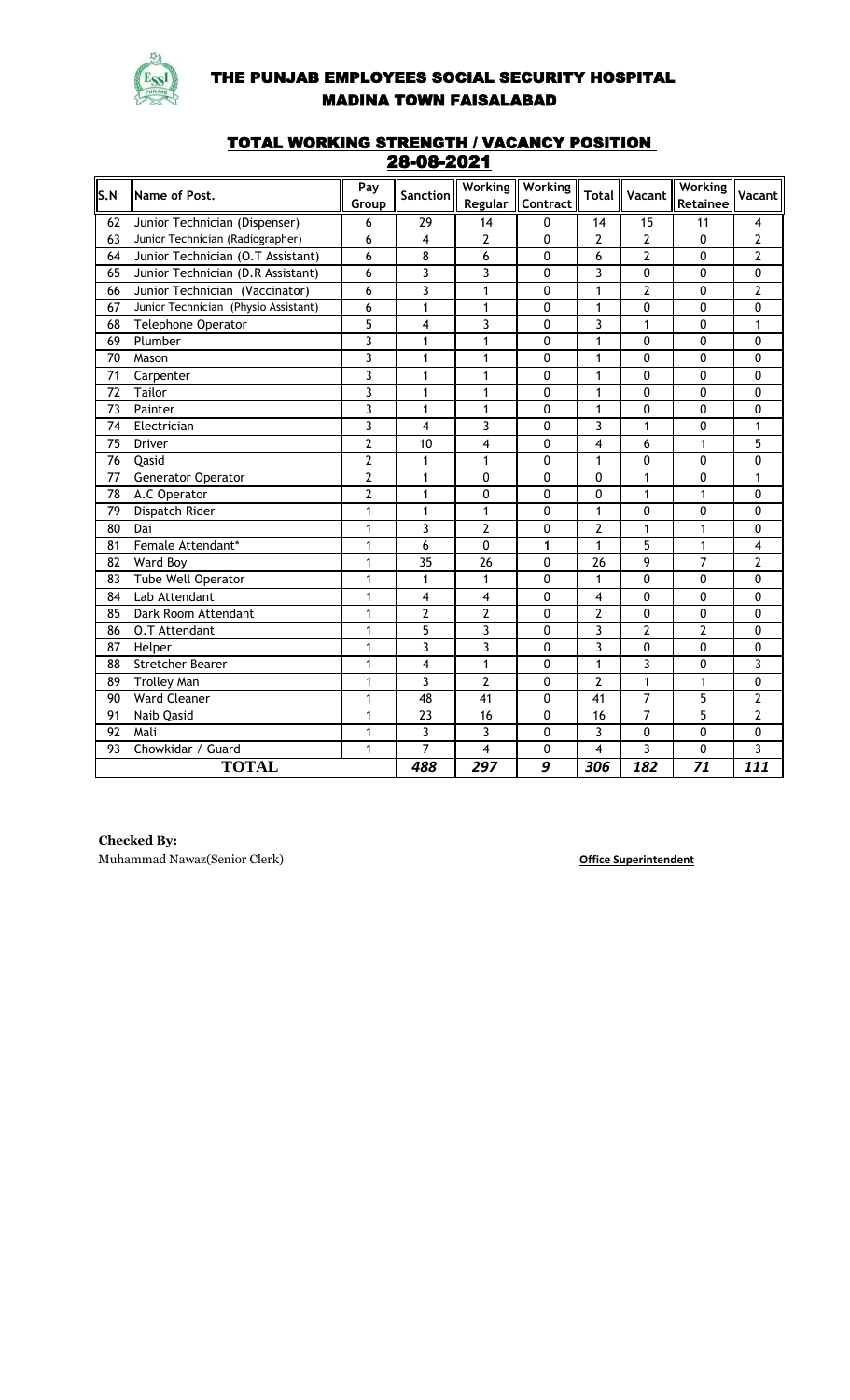# THE PUNJAB EMPLOYEES SOCIAL SECURITY HOSPITAL MADINA TOWN FAISALABAD

## TOTAL WORKING STRENGTH / VACANCY POSITION 28-08-2021

| S.N | Name of Post. | Pay Group | Sanction | Working Regular | Working Contract | Total | Vacant | Working Retainee | Vacant |
|---|---|---|---|---|---|---|---|---|---|
| 62 | Junior Technician (Dispenser) | 6 | 29 | 14 | 0 | 14 | 15 | 11 | 4 |
| 63 | Junior Technician (Radiographer) | 6 | 4 | 2 | 0 | 2 | 2 | 0 | 2 |
| 64 | Junior Technician (O.T Assistant) | 6 | 8 | 6 | 0 | 6 | 2 | 0 | 2 |
| 65 | Junior Technician (D.R Assistant) | 6 | 3 | 3 | 0 | 3 | 0 | 0 | 0 |
| 66 | Junior Technician (Vaccinator) | 6 | 3 | 1 | 0 | 1 | 2 | 0 | 2 |
| 67 | Junior Technician (Physio Assistant) | 6 | 1 | 1 | 0 | 1 | 0 | 0 | 0 |
| 68 | Telephone Operator | 5 | 4 | 3 | 0 | 3 | 1 | 0 | 1 |
| 69 | Plumber | 3 | 1 | 1 | 0 | 1 | 0 | 0 | 0 |
| 70 | Mason | 3 | 1 | 1 | 0 | 1 | 0 | 0 | 0 |
| 71 | Carpenter | 3 | 1 | 1 | 0 | 1 | 0 | 0 | 0 |
| 72 | Tailor | 3 | 1 | 1 | 0 | 1 | 0 | 0 | 0 |
| 73 | Painter | 3 | 1 | 1 | 0 | 1 | 0 | 0 | 0 |
| 74 | Electrician | 3 | 4 | 3 | 0 | 3 | 1 | 0 | 1 |
| 75 | Driver | 2 | 10 | 4 | 0 | 4 | 6 | 1 | 5 |
| 76 | Qasid | 2 | 1 | 1 | 0 | 1 | 0 | 0 | 0 |
| 77 | Generator Operator | 2 | 1 | 0 | 0 | 0 | 1 | 0 | 1 |
| 78 | A.C Operator | 2 | 1 | 0 | 0 | 0 | 1 | 1 | 0 |
| 79 | Dispatch Rider | 1 | 1 | 1 | 0 | 1 | 0 | 0 | 0 |
| 80 | Dai | 1 | 3 | 2 | 0 | 2 | 1 | 1 | 0 |
| 81 | Female Attendant* | 1 | 6 | 0 | 1 | 1 | 5 | 1 | 4 |
| 82 | Ward Boy | 1 | 35 | 26 | 0 | 26 | 9 | 7 | 2 |
| 83 | Tube Well Operator | 1 | 1 | 1 | 0 | 1 | 0 | 0 | 0 |
| 84 | Lab Attendant | 1 | 4 | 4 | 0 | 4 | 0 | 0 | 0 |
| 85 | Dark Room Attendant | 1 | 2 | 2 | 0 | 2 | 0 | 0 | 0 |
| 86 | O.T Attendant | 1 | 5 | 3 | 0 | 3 | 2 | 2 | 0 |
| 87 | Helper | 1 | 3 | 3 | 0 | 3 | 0 | 0 | 0 |
| 88 | Stretcher Bearer | 1 | 4 | 1 | 0 | 1 | 3 | 0 | 3 |
| 89 | Trolley Man | 1 | 3 | 2 | 0 | 2 | 1 | 1 | 0 |
| 90 | Ward Cleaner | 1 | 48 | 41 | 0 | 41 | 7 | 5 | 2 |
| 91 | Naib Qasid | 1 | 23 | 16 | 0 | 16 | 7 | 5 | 2 |
| 92 | Mali | 1 | 3 | 3 | 0 | 3 | 0 | 0 | 0 |
| 93 | Chowkidar / Guard | 1 | 7 | 4 | 0 | 4 | 3 | 0 | 3 |
| **TOTAL** | | | ***488*** | ***297*** | ***9*** | ***306*** | ***182*** | ***71*** | ***111*** |

**Checked By:**
Muhammad Nawaz(Senior Clerk)

**Office Superintendent**